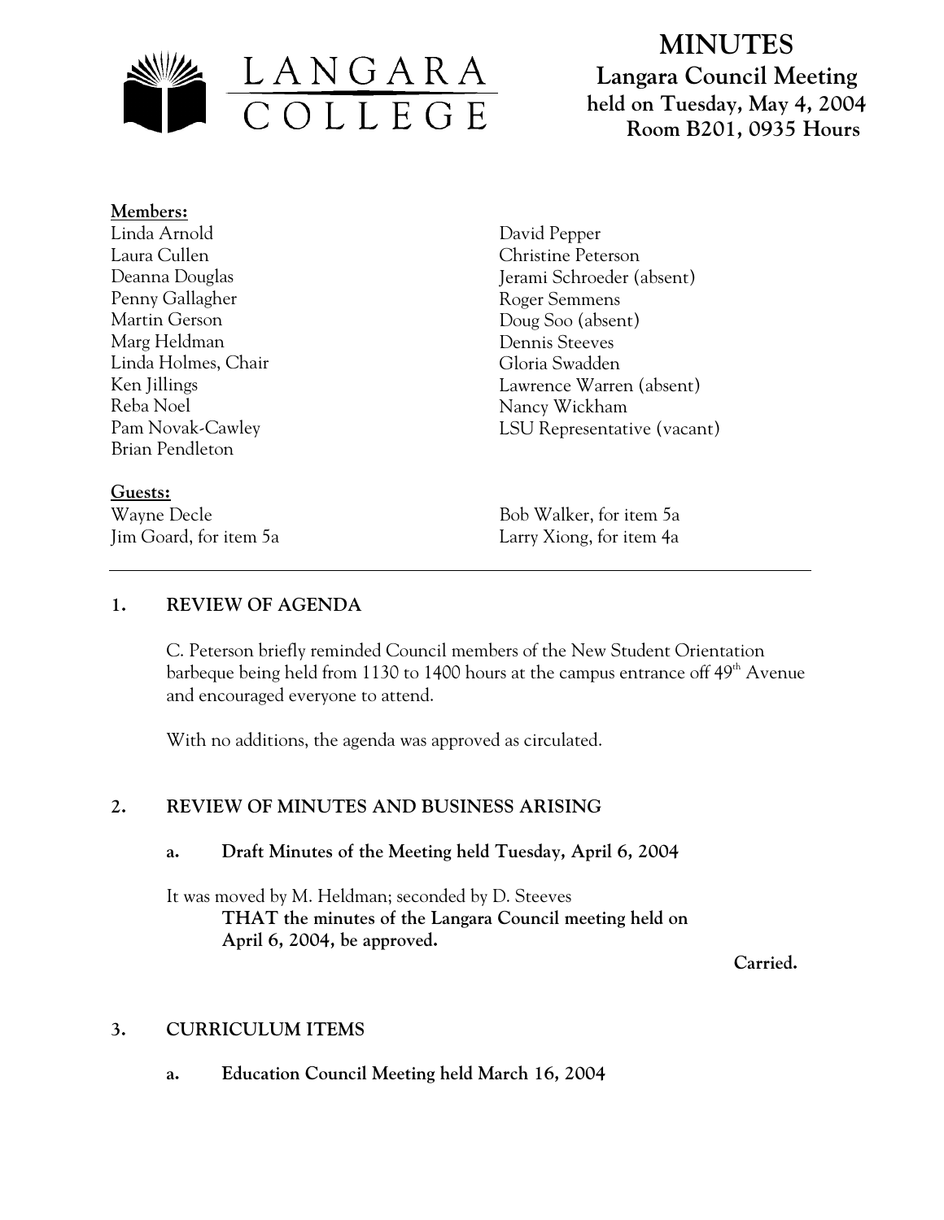# MINUTES

**Langara Council Meeting**
**held on Tuesday, May 4, 2004**
**Room B201, 0935 Hours**

**Members:**

Linda Arnold
Laura Cullen
Deanna Douglas
Penny Gallagher
Martin Gerson
Marg Heldman
Linda Holmes, Chair
Ken Jillings
Reba Noel
Pam Novak-Cawley
Brian Pendleton
David Pepper
Christine Peterson
Jerami Schroeder (absent)
Roger Semmens
Doug Soo (absent)
Dennis Steeves
Gloria Swadden
Lawrence Warren (absent)
Nancy Wickham
LSU Representative (vacant)

**Guests:**

Wayne Decle
Jim Goard, for item 5a
Bob Walker, for item 5a
Larry Xiong, for item 4a

---

## 1. REVIEW OF AGENDA

C. Peterson briefly reminded Council members of the New Student Orientation barbeque being held from 1130 to 1400 hours at the campus entrance off 49th Avenue and encouraged everyone to attend.

With no additions, the agenda was approved as circulated.

## 2. REVIEW OF MINUTES AND BUSINESS ARISING

### a. Draft Minutes of the Meeting held Tuesday, April 6, 2004

It was moved by M. Heldman; seconded by D. Steeves

**THAT the minutes of the Langara Council meeting held on April 6, 2004, be approved.**

**Carried.**

## 3. CURRICULUM ITEMS

### a. Education Council Meeting held March 16, 2004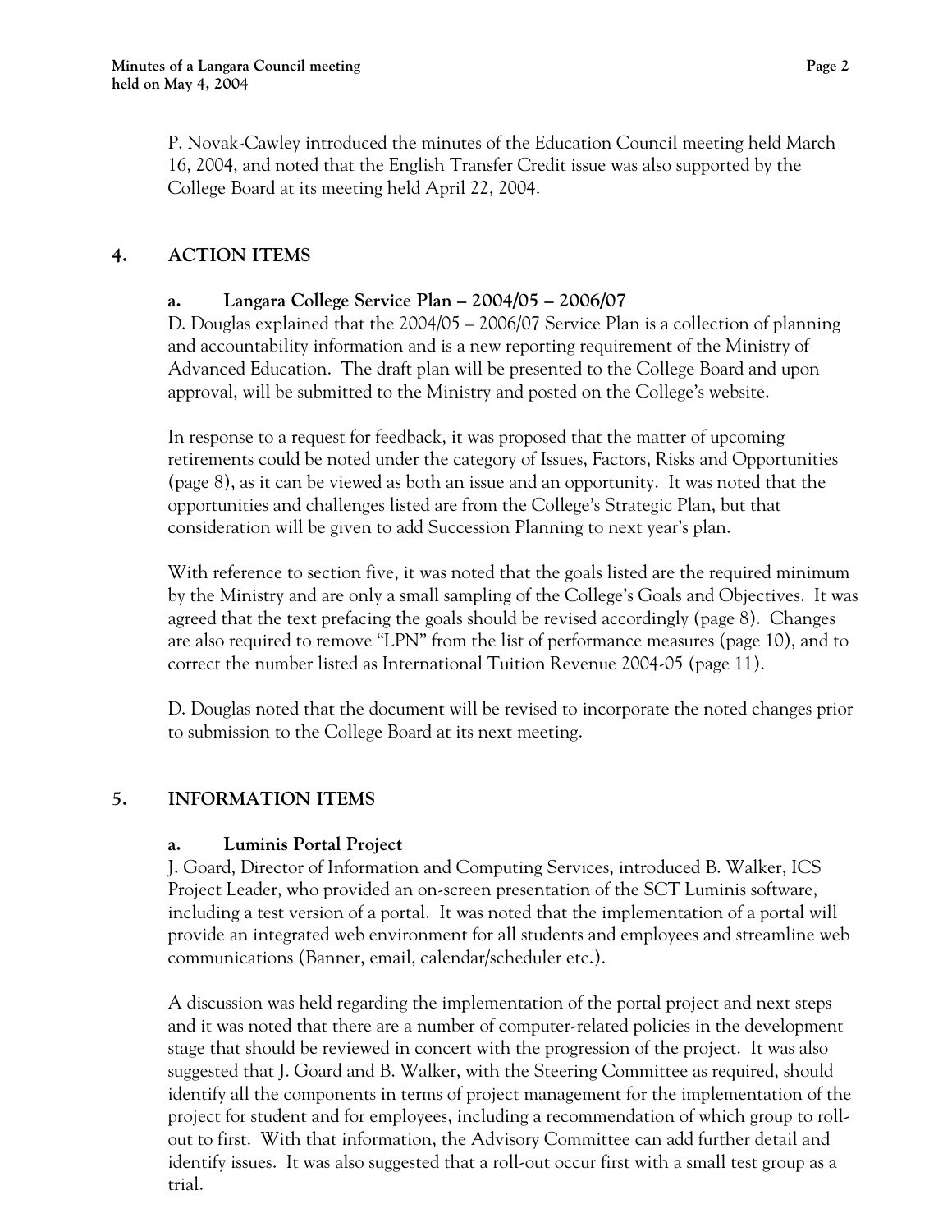P. Novak-Cawley introduced the minutes of the Education Council meeting held March 16, 2004, and noted that the English Transfer Credit issue was also supported by the College Board at its meeting held April 22, 2004.

## 4. ACTION ITEMS

### a. Langara College Service Plan – 2004/05 – 2006/07

D. Douglas explained that the 2004/05 – 2006/07 Service Plan is a collection of planning and accountability information and is a new reporting requirement of the Ministry of Advanced Education. The draft plan will be presented to the College Board and upon approval, will be submitted to the Ministry and posted on the College's website.

In response to a request for feedback, it was proposed that the matter of upcoming retirements could be noted under the category of Issues, Factors, Risks and Opportunities (page 8), as it can be viewed as both an issue and an opportunity. It was noted that the opportunities and challenges listed are from the College's Strategic Plan, but that consideration will be given to add Succession Planning to next year's plan.

With reference to section five, it was noted that the goals listed are the required minimum by the Ministry and are only a small sampling of the College's Goals and Objectives. It was agreed that the text prefacing the goals should be revised accordingly (page 8). Changes are also required to remove "LPN" from the list of performance measures (page 10), and to correct the number listed as International Tuition Revenue 2004-05 (page 11).

D. Douglas noted that the document will be revised to incorporate the noted changes prior to submission to the College Board at its next meeting.

## 5. INFORMATION ITEMS

### a. Luminis Portal Project

J. Goard, Director of Information and Computing Services, introduced B. Walker, ICS Project Leader, who provided an on-screen presentation of the SCT Luminis software, including a test version of a portal. It was noted that the implementation of a portal will provide an integrated web environment for all students and employees and streamline web communications (Banner, email, calendar/scheduler etc.).

A discussion was held regarding the implementation of the portal project and next steps and it was noted that there are a number of computer-related policies in the development stage that should be reviewed in concert with the progression of the project. It was also suggested that J. Goard and B. Walker, with the Steering Committee as required, should identify all the components in terms of project management for the implementation of the project for student and for employees, including a recommendation of which group to roll-out to first. With that information, the Advisory Committee can add further detail and identify issues. It was also suggested that a roll-out occur first with a small test group as a trial.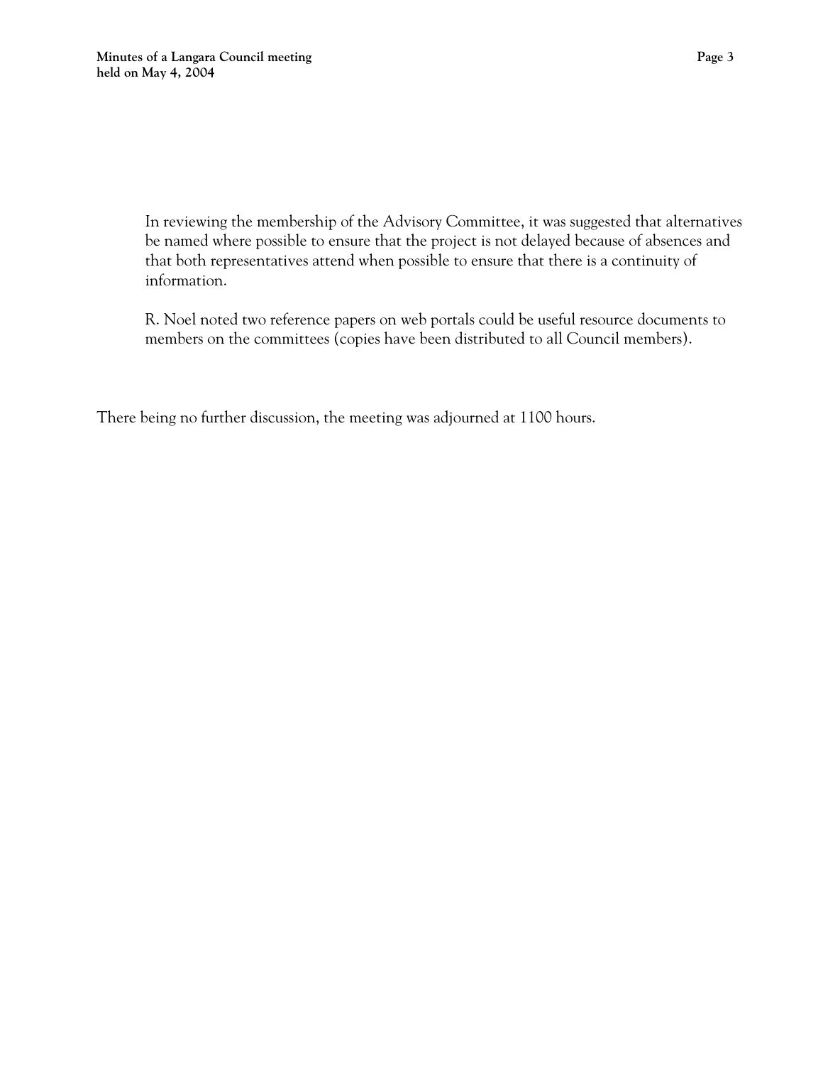In reviewing the membership of the Advisory Committee, it was suggested that alternatives be named where possible to ensure that the project is not delayed because of absences and that both representatives attend when possible to ensure that there is a continuity of information.

R. Noel noted two reference papers on web portals could be useful resource documents to members on the committees (copies have been distributed to all Council members).

There being no further discussion, the meeting was adjourned at 1100 hours.